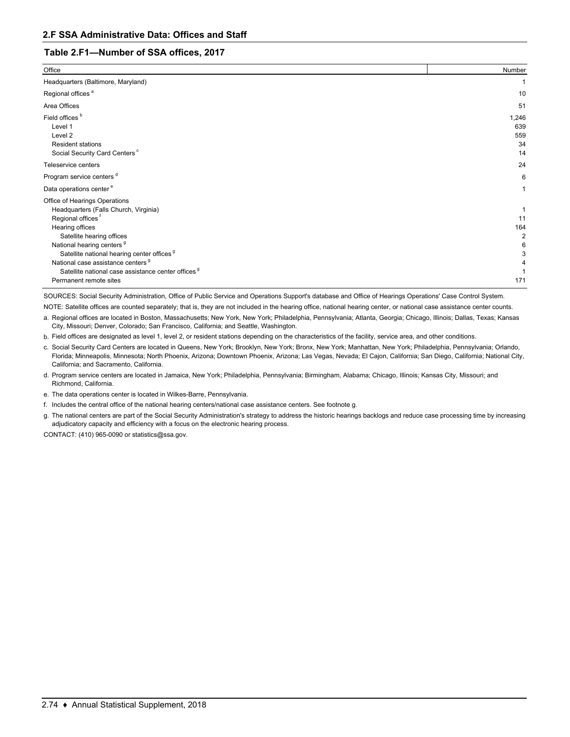## 2.F SSA Administrative Data: Offices and Staff

### Table 2.F1—Number of SSA offices, 2017

| Office | Number |
|---|---|
| Headquarters (Baltimore, Maryland) | 1 |
| Regional offices [a] | 10 |
| Area Offices | 51 |
| Field offices [b] | 1,246 |
| Level 1 | 639 |
| Level 2 | 559 |
| Resident stations | 34 |
| Social Security Card Centers [c] | 14 |
| Teleservice centers | 24 |
| Program service centers [d] | 6 |
| Data operations center [e] | 1 |
| Office of Hearings Operations | |
| Headquarters (Falls Church, Virginia) | 1 |
| Regional offices [f] | 11 |
| Hearing offices | 164 |
| Satellite hearing offices | 2 |
| National hearing centers [g] | 6 |
| Satellite national hearing center offices [g] | 3 |
| National case assistance centers [g] | 4 |
| Satellite national case assistance center offices [g] | 1 |
| Permanent remote sites | 171 |

SOURCES: Social Security Administration, Office of Public Service and Operations Support's database and Office of Hearings Operations' Case Control System.

NOTE: Satellite offices are counted separately; that is, they are not included in the hearing office, national hearing center, or national case assistance center counts.

a. Regional offices are located in Boston, Massachusetts; New York, New York; Philadelphia, Pennsylvania; Atlanta, Georgia; Chicago, Illinois; Dallas, Texas; Kansas City, Missouri; Denver, Colorado; San Francisco, California; and Seattle, Washington.

b. Field offices are designated as level 1, level 2, or resident stations depending on the characteristics of the facility, service area, and other conditions.

c. Social Security Card Centers are located in Queens, New York; Brooklyn, New York; Bronx, New York; Manhattan, New York; Philadelphia, Pennsylvania; Orlando, Florida; Minneapolis, Minnesota; North Phoenix, Arizona; Downtown Phoenix, Arizona; Las Vegas, Nevada; El Cajon, California; San Diego, California; National City, California; and Sacramento, California.

d. Program service centers are located in Jamaica, New York; Philadelphia, Pennsylvania; Birmingham, Alabama; Chicago, Illinois; Kansas City, Missouri; and Richmond, California.

e. The data operations center is located in Wilkes-Barre, Pennsylvania.

f. Includes the central office of the national hearing centers/national case assistance centers. See footnote g.

g. The national centers are part of the Social Security Administration's strategy to address the historic hearings backlogs and reduce case processing time by increasing adjudicatory capacity and efficiency with a focus on the electronic hearing process.

CONTACT: (410) 965-0090 or statistics@ssa.gov.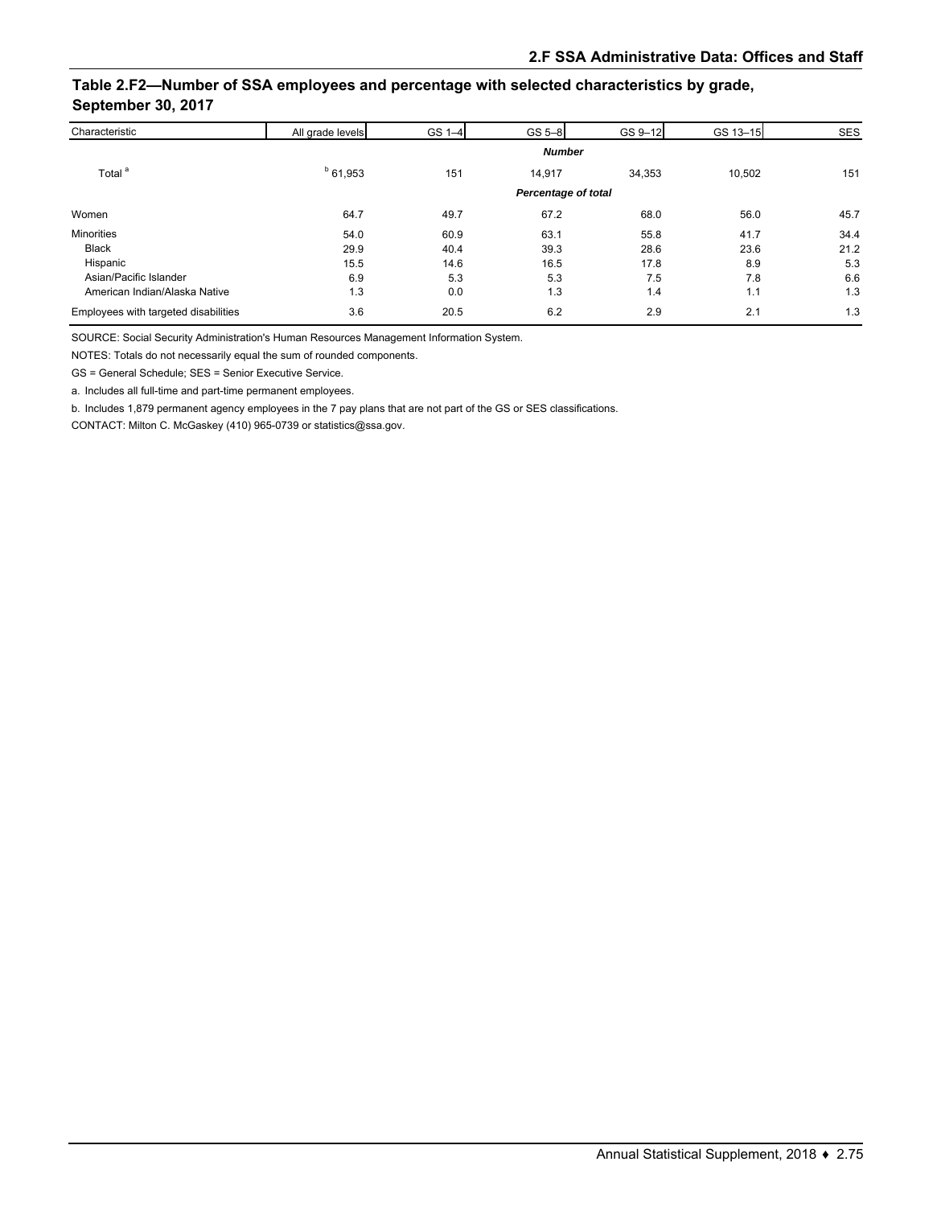## Table 2.F2—Number of SSA employees and percentage with selected characteristics by grade, September 30, 2017

| Characteristic | All grade levels | GS 1–4 | GS 5–8 | GS 9–12 | GS 13–15 | SES |
|---|---|---|---|---|---|---|
| | | | *Number* | | | |
| Total [a] | [b] 61,953 | 151 | 14,917 | 34,353 | 10,502 | 151 |
| | | | *Percentage of total* | | | |
| Women | 64.7 | 49.7 | 67.2 | 68.0 | 56.0 | 45.7 |
| Minorities | 54.0 | 60.9 | 63.1 | 55.8 | 41.7 | 34.4 |
| Black | 29.9 | 40.4 | 39.3 | 28.6 | 23.6 | 21.2 |
| Hispanic | 15.5 | 14.6 | 16.5 | 17.8 | 8.9 | 5.3 |
| Asian/Pacific Islander | 6.9 | 5.3 | 5.3 | 7.5 | 7.8 | 6.6 |
| American Indian/Alaska Native | 1.3 | 0.0 | 1.3 | 1.4 | 1.1 | 1.3 |
| Employees with targeted disabilities | 3.6 | 20.5 | 6.2 | 2.9 | 2.1 | 1.3 |

SOURCE: Social Security Administration's Human Resources Management Information System.

NOTES: Totals do not necessarily equal the sum of rounded components.

GS = General Schedule; SES = Senior Executive Service.

a. Includes all full-time and part-time permanent employees.

b. Includes 1,879 permanent agency employees in the 7 pay plans that are not part of the GS or SES classifications.

CONTACT: Milton C. McGaskey (410) 965-0739 or statistics@ssa.gov.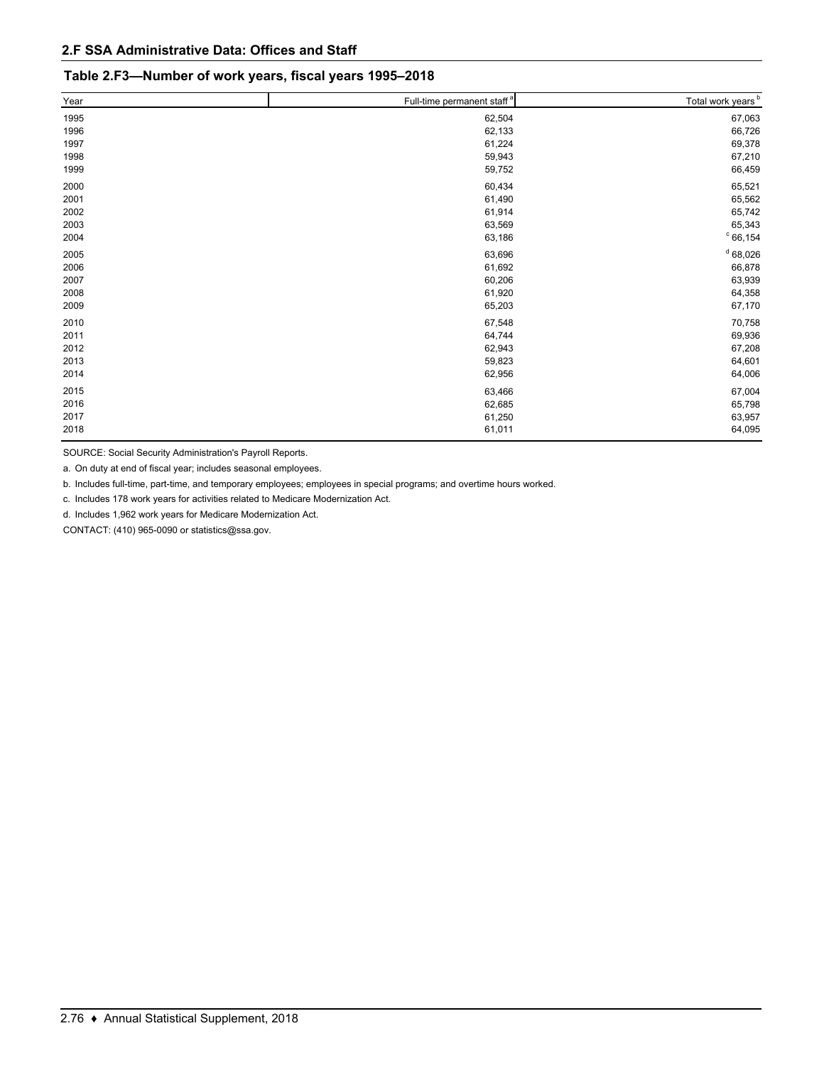## 2.F SSA Administrative Data: Offices and Staff

### Table 2.F3—Number of work years, fiscal years 1995–2018

| Year | Full-time permanent staff [a] | Total work years [b] |
|---|---|---|
| 1995 | 62,504 | 67,063 |
| 1996 | 62,133 | 66,726 |
| 1997 | 61,224 | 69,378 |
| 1998 | 59,943 | 67,210 |
| 1999 | 59,752 | 66,459 |
| 2000 | 60,434 | 65,521 |
| 2001 | 61,490 | 65,562 |
| 2002 | 61,914 | 65,742 |
| 2003 | 63,569 | 65,343 |
| 2004 | 63,186 | [c] 66,154 |
| 2005 | 63,696 | [d] 68,026 |
| 2006 | 61,692 | 66,878 |
| 2007 | 60,206 | 63,939 |
| 2008 | 61,920 | 64,358 |
| 2009 | 65,203 | 67,170 |
| 2010 | 67,548 | 70,758 |
| 2011 | 64,744 | 69,936 |
| 2012 | 62,943 | 67,208 |
| 2013 | 59,823 | 64,601 |
| 2014 | 62,956 | 64,006 |
| 2015 | 63,466 | 67,004 |
| 2016 | 62,685 | 65,798 |
| 2017 | 61,250 | 63,957 |
| 2018 | 61,011 | 64,095 |

SOURCE: Social Security Administration's Payroll Reports.

a. On duty at end of fiscal year; includes seasonal employees.

b. Includes full-time, part-time, and temporary employees; employees in special programs; and overtime hours worked.

c. Includes 178 work years for activities related to Medicare Modernization Act.

d. Includes 1,962 work years for Medicare Modernization Act.

CONTACT: (410) 965-0090 or statistics@ssa.gov.